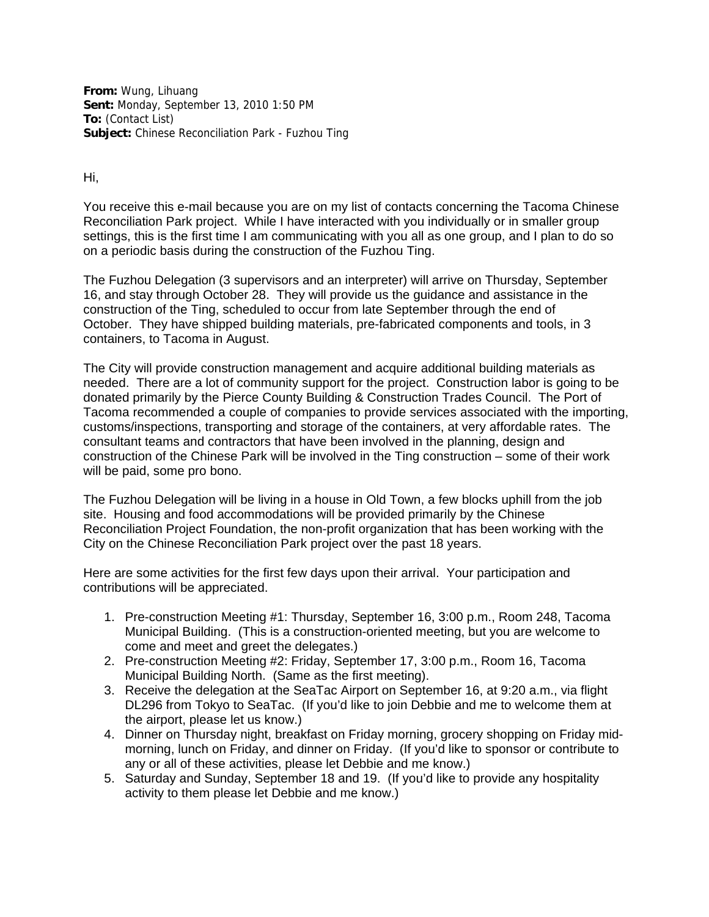**From:** Wung, Lihuang
**Sent:** Monday, September 13, 2010 1:50 PM
**To:** (Contact List)
**Subject:** Chinese Reconciliation Park - Fuzhou Ting

Hi,

You receive this e-mail because you are on my list of contacts concerning the Tacoma Chinese Reconciliation Park project. While I have interacted with you individually or in smaller group settings, this is the first time I am communicating with you all as one group, and I plan to do so on a periodic basis during the construction of the Fuzhou Ting.

The Fuzhou Delegation (3 supervisors and an interpreter) will arrive on Thursday, September 16, and stay through October 28. They will provide us the guidance and assistance in the construction of the Ting, scheduled to occur from late September through the end of October. They have shipped building materials, pre-fabricated components and tools, in 3 containers, to Tacoma in August.

The City will provide construction management and acquire additional building materials as needed. There are a lot of community support for the project. Construction labor is going to be donated primarily by the Pierce County Building & Construction Trades Council. The Port of Tacoma recommended a couple of companies to provide services associated with the importing, customs/inspections, transporting and storage of the containers, at very affordable rates. The consultant teams and contractors that have been involved in the planning, design and construction of the Chinese Park will be involved in the Ting construction – some of their work will be paid, some pro bono.

The Fuzhou Delegation will be living in a house in Old Town, a few blocks uphill from the job site. Housing and food accommodations will be provided primarily by the Chinese Reconciliation Project Foundation, the non-profit organization that has been working with the City on the Chinese Reconciliation Park project over the past 18 years.

Here are some activities for the first few days upon their arrival. Your participation and contributions will be appreciated.

1. Pre-construction Meeting #1: Thursday, September 16, 3:00 p.m., Room 248, Tacoma Municipal Building. (This is a construction-oriented meeting, but you are welcome to come and meet and greet the delegates.)
2. Pre-construction Meeting #2: Friday, September 17, 3:00 p.m., Room 16, Tacoma Municipal Building North. (Same as the first meeting).
3. Receive the delegation at the SeaTac Airport on September 16, at 9:20 a.m., via flight DL296 from Tokyo to SeaTac. (If you'd like to join Debbie and me to welcome them at the airport, please let us know.)
4. Dinner on Thursday night, breakfast on Friday morning, grocery shopping on Friday mid-morning, lunch on Friday, and dinner on Friday. (If you'd like to sponsor or contribute to any or all of these activities, please let Debbie and me know.)
5. Saturday and Sunday, September 18 and 19. (If you'd like to provide any hospitality activity to them please let Debbie and me know.)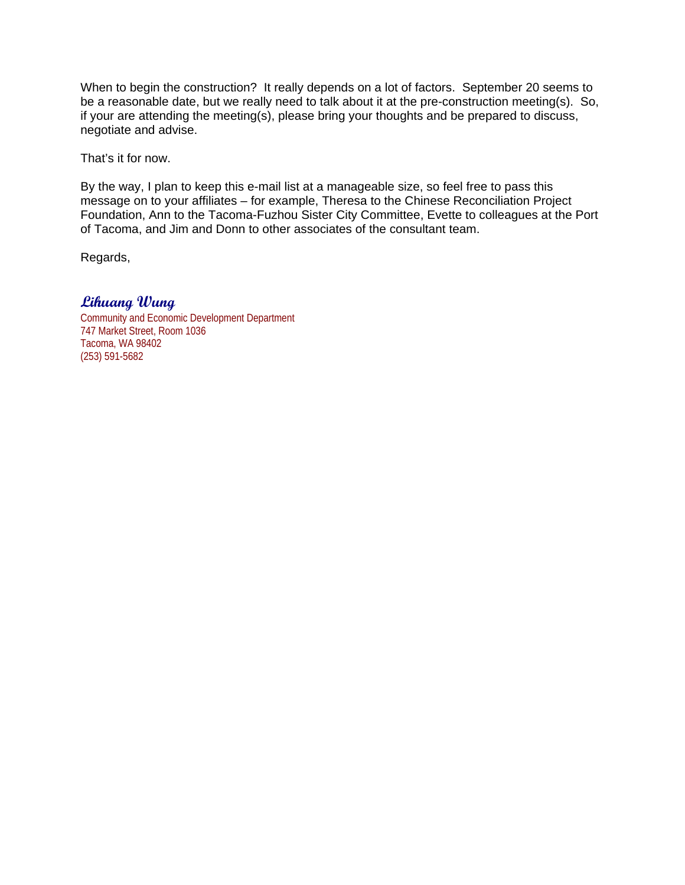When to begin the construction? It really depends on a lot of factors. September 20 seems to be a reasonable date, but we really need to talk about it at the pre-construction meeting(s). So, if your are attending the meeting(s), please bring your thoughts and be prepared to discuss, negotiate and advise.

That's it for now.

By the way, I plan to keep this e-mail list at a manageable size, so feel free to pass this message on to your affiliates – for example, Theresa to the Chinese Reconciliation Project Foundation, Ann to the Tacoma-Fuzhou Sister City Committee, Evette to colleagues at the Port of Tacoma, and Jim and Donn to other associates of the consultant team.

Regards,

**Lihuang Wung**
Community and Economic Development Department
747 Market Street, Room 1036
Tacoma, WA 98402
(253) 591-5682